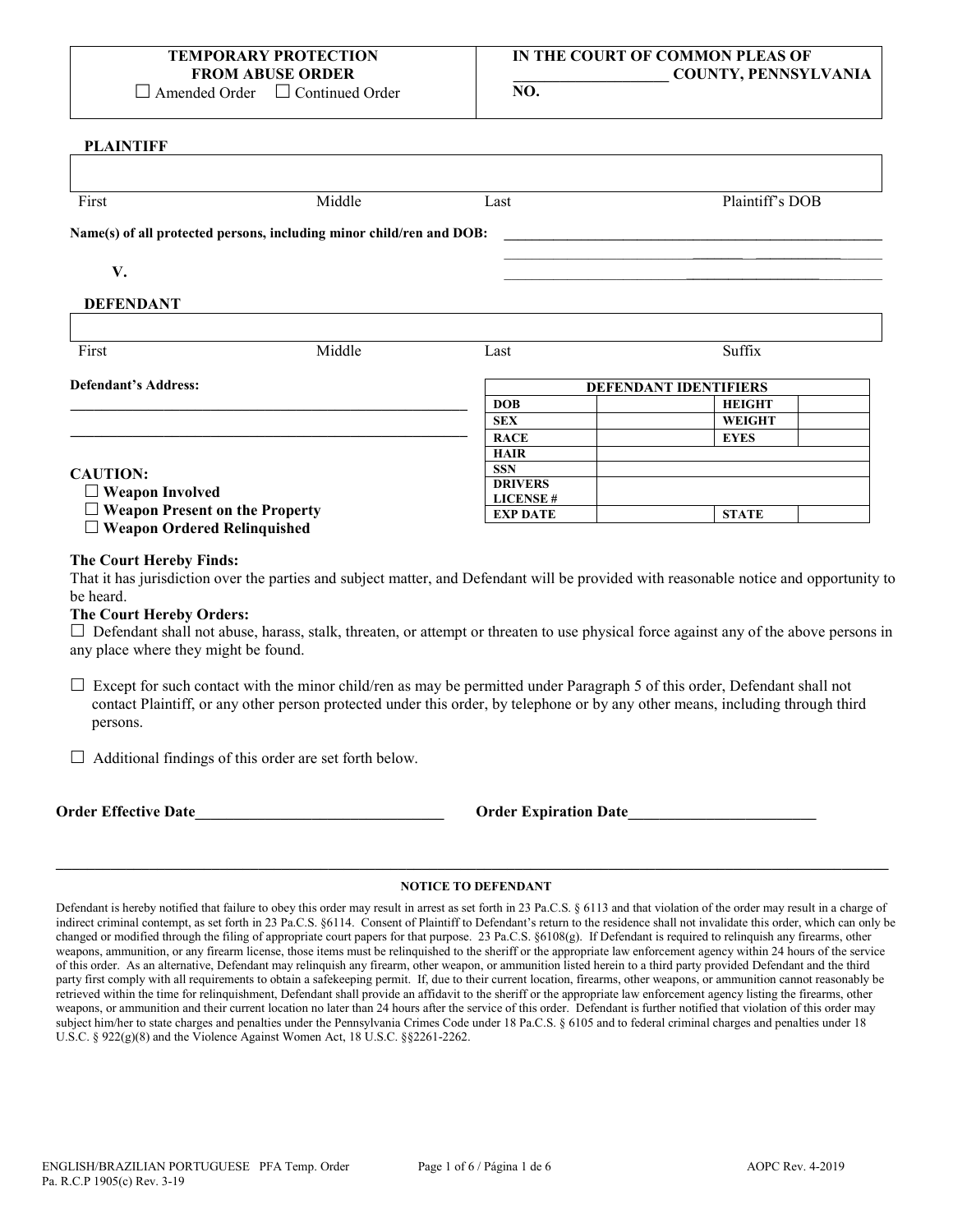| TEMPORARY PROTECTION FROM ABUSE ORDER | IN THE COURT OF COMMON PLEAS OF |
| --- | --- |
| ☐ Amended Order ☐ Continued Order | ____________________ COUNTY, PENNSYLVANIA |
| | NO. |

**PLAINTIFF**

| | | | |
| --- | --- | --- | --- |
| First | Middle | Last | Plaintiff's DOB |

**Name(s) of all protected persons, including minor child/ren and DOB:** ______________________________

______________________________

______________________________

**V.**

**DEFENDANT**

| | | | |
| --- | --- | --- | --- |
| First | Middle | Last | Suffix |

**Defendant's Address:**

______________________________

______________________________

| DEFENDANT IDENTIFIERS | | | |
| --- | --- | --- | --- |
| **DOB** | | **HEIGHT** | |
| **SEX** | | **WEIGHT** | |
| **RACE** | | **EYES** | |
| **HAIR** | | | |
| **SSN** | | | |
| **DRIVERS LICENSE #** | | | |
| **EXP DATE** | | **STATE** | |

**CAUTION:**

☐ **Weapon Involved**
☐ **Weapon Present on the Property**
☐ **Weapon Ordered Relinquished**

**The Court Hereby Finds:**
That it has jurisdiction over the parties and subject matter, and Defendant will be provided with reasonable notice and opportunity to be heard.

**The Court Hereby Orders:**

☐ Defendant shall not abuse, harass, stalk, threaten, or attempt or threaten to use physical force against any of the above persons in any place where they might be found.

☐ Except for such contact with the minor child/ren as may be permitted under Paragraph 5 of this order, Defendant shall not contact Plaintiff, or any other person protected under this order, by telephone or by any other means, including through third persons.

☐ Additional findings of this order are set forth below.

**Order Effective Date**______________________________ **Order Expiration Date**______________________________

---

**NOTICE TO DEFENDANT**

Defendant is hereby notified that failure to obey this order may result in arrest as set forth in 23 Pa.C.S. § 6113 and that violation of the order may result in a charge of indirect criminal contempt, as set forth in 23 Pa.C.S. §6114. Consent of Plaintiff to Defendant's return to the residence shall not invalidate this order, which can only be changed or modified through the filing of appropriate court papers for that purpose. 23 Pa.C.S. §6108(g). If Defendant is required to relinquish any firearms, other weapons, ammunition, or any firearm license, those items must be relinquished to the sheriff or the appropriate law enforcement agency within 24 hours of the service of this order. As an alternative, Defendant may relinquish any firearm, other weapon, or ammunition listed herein to a third party provided Defendant and the third party first comply with all requirements to obtain a safekeeping permit. If, due to their current location, firearms, other weapons, or ammunition cannot reasonably be retrieved within the time for relinquishment, Defendant shall provide an affidavit to the sheriff or the appropriate law enforcement agency listing the firearms, other weapons, or ammunition and their current location no later than 24 hours after the service of this order. Defendant is further notified that violation of this order may subject him/her to state charges and penalties under the Pennsylvania Crimes Code under 18 Pa.C.S. § 6105 and to federal criminal charges and penalties under 18 U.S.C. § 922(g)(8) and the Violence Against Women Act, 18 U.S.C. §§2261-2262.

ENGLISH/BRAZILIAN PORTUGUESE PFA Temp. Order
Pa. R.C.P 1905(c) Rev. 3-19
AOPC Rev. 4-2019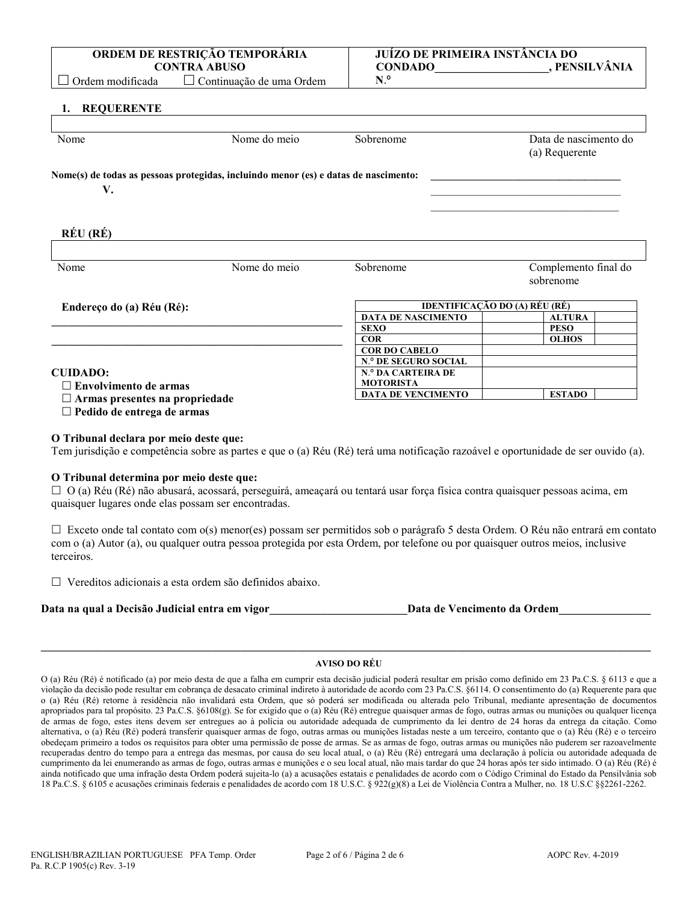| ORDEM DE RESTRIÇÃO TEMPORÁRIA CONTRA ABUSO<br>☐ Ordem modificada ☐ Continuação de uma Ordem | JUÍZO DE PRIMEIRA INSTÂNCIA DO CONDADO___________________, PENSILVÂNIA<br>N.º |
|---|---|

**1. REQUERENTE**

| Nome | Nome do meio | Sobrenome | Data de nascimento do (a) Requerente |
|---|---|---|---|
| | | | |

**Nome(s) de todas as pessoas protegidas, incluindo menor (es) e datas de nascimento:** ___________________________________

___________________________________

___________________________________

**V.**

**RÉU (RÉ)**

| Nome | Nome do meio | Sobrenome | Complemento final do sobrenome |
|---|---|---|---|
| | | | |

**Endereço do (a) Réu (Ré):**

_____________________________________________________

_____________________________________________________

| IDENTIFICAÇÃO DO (A) RÉU (RÉ) | | | |
|---|---|---|---|
| DATA DE NASCIMENTO | | ALTURA | |
| SEXO | | PESO | |
| COR | | OLHOS | |
| COR DO CABELO | | | |
| N.º DE SEGURO SOCIAL | | | |
| N.º DA CARTEIRA DE MOTORISTA | | | |
| DATA DE VENCIMENTO | | ESTADO | |

**CUIDADO:**

☐ **Envolvimento de armas**
☐ **Armas presentes na propriedade**
☐ **Pedido de entrega de armas**

**O Tribunal declara por meio deste que:**
Tem jurisdição e competência sobre as partes e que o (a) Réu (Ré) terá uma notificação razoável e oportunidade de ser ouvido (a).

**O Tribunal determina por meio deste que:**

☐ O (a) Réu (Ré) não abusará, acossará, perseguirá, ameaçará ou tentará usar força física contra quaisquer pessoas acima, em quaisquer lugares onde elas possam ser encontradas.

☐ Exceto onde tal contato com o(s) menor(es) possam ser permitidos sob o parágrafo 5 desta Ordem. O Réu não entrará em contato com o (a) Autor (a), ou qualquer outra pessoa protegida por esta Ordem, por telefone ou por quaisquer outros meios, inclusive terceiros.

☐ Vereditos adicionais a esta ordem são definidos abaixo.

**Data na qual a Decisão Judicial entra em vigor________________________Data de Vencimento da Ordem________________**

---

**AVISO DO RÉU**

O (a) Réu (Ré) é notificado (a) por meio desta de que a falha em cumprir esta decisão judicial poderá resultar em prisão como definido em 23 Pa.C.S. § 6113 e que a violação da decisão pode resultar em cobrança de desacato criminal indireto à autoridade de acordo com 23 Pa.C.S. §6114. O consentimento do (a) Requerente para que o (a) Réu (Ré) retorne à residência não invalidará esta Ordem, que só poderá ser modificada ou alterada pelo Tribunal, mediante apresentação de documentos apropriados para tal propósito. 23 Pa.C.S. §6108(g). Se for exigido que o (a) Réu (Ré) entregue quaisquer armas de fogo, outras armas ou munições ou qualquer licença de armas de fogo, estes itens devem ser entregues ao à polícia ou autoridade adequada de cumprimento da lei dentro de 24 horas da entrega da citação. Como alternativa, o (a) Réu (Ré) poderá transferir quaisquer armas de fogo, outras armas ou munições listadas neste a um terceiro, contanto que o (a) Réu (Ré) e o terceiro obedeçam primeiro a todos os requisitos para obter uma permissão de posse de armas. Se as armas de fogo, outras armas ou munições não puderem ser razoavelmente recuperadas dentro do tempo para a entrega das mesmas, por causa do seu local atual, o (a) Réu (Ré) entregará uma declaração à polícia ou autoridade adequada de cumprimento da lei enumerando as armas de fogo, outras armas e munições e o seu local atual, não mais tardar do que 24 horas após ter sido intimado. O (a) Réu (Ré) é ainda notificado que uma infração desta Ordem poderá sujeita-lo (a) a acusações estatais e penalidades de acordo com o Código Criminal do Estado da Pensilvânia sob 18 Pa.C.S. § 6105 e acusações criminais federais e penalidades de acordo com 18 U.S.C. § 922(g)(8) a Lei de Violência Contra a Mulher, no. 18 U.S.C §§2261-2262.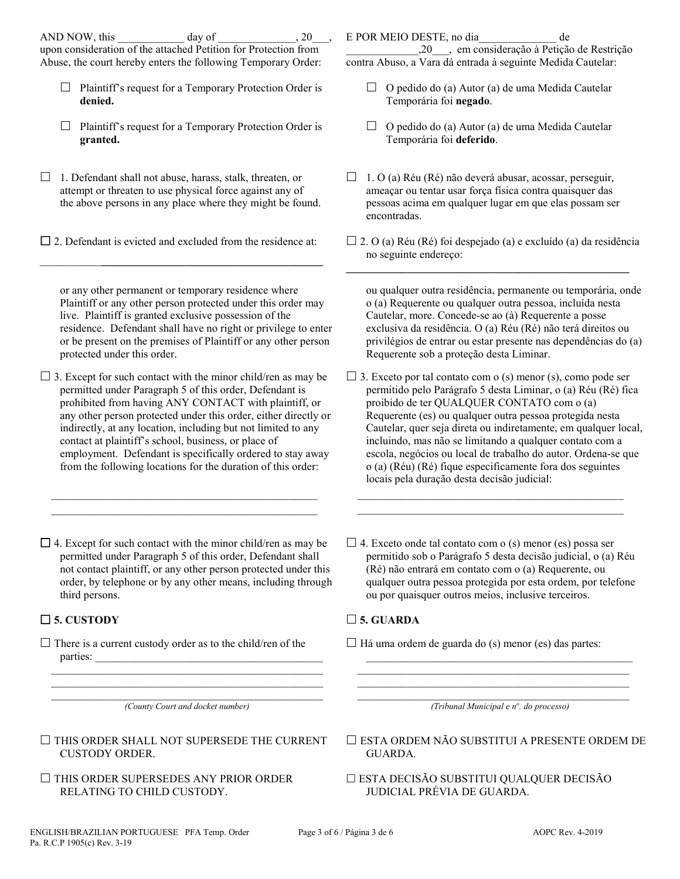AND NOW, this ___________ day of _____________, 20___, upon consideration of the attached Petition for Protection from Abuse, the court hereby enters the following Temporary Order:

- ☐ Plaintiff's request for a Temporary Protection Order is **denied.**
- ☐ Plaintiff's request for a Temporary Protection Order is **granted.**

☐ 1. Defendant shall not abuse, harass, stalk, threaten, or attempt or threaten to use physical force against any of the above persons in any place where they might be found.

☐ 2. Defendant is evicted and excluded from the residence at:

______________________________________________

or any other permanent or temporary residence where Plaintiff or any other person protected under this order may live. Plaintiff is granted exclusive possession of the residence. Defendant shall have no right or privilege to enter or be present on the premises of Plaintiff or any other person protected under this order.

☐ 3. Except for such contact with the minor child/ren as may be permitted under Paragraph 5 of this order, Defendant is prohibited from having ANY CONTACT with plaintiff, or any other person protected under this order, either directly or indirectly, at any location, including but not limited to any contact at plaintiff's school, business, or place of employment. Defendant is specifically ordered to stay away from the following locations for the duration of this order:

______________________________________________

______________________________________________

☐ 4. Except for such contact with the minor child/ren as may be permitted under Paragraph 5 of this order, Defendant shall not contact plaintiff, or any other person protected under this order, by telephone or by any other means, including through third persons.

### ☐ 5. CUSTODY

☐ There is a current custody order as to the child/ren of the parties: ______________________________________

______________________________________________

______________________________________________

______________________________________________

*(County Court and docket number)*

☐ THIS ORDER SHALL NOT SUPERSEDE THE CURRENT CUSTODY ORDER.

☐ THIS ORDER SUPERSEDES ANY PRIOR ORDER RELATING TO CHILD CUSTODY.

---

E POR MEIO DESTE, no dia_____________ de _____________,20___, em consideração à Petição de Restrição contra Abuso, a Vara dá entrada à seguinte Medida Cautelar:

- ☐ O pedido do (a) Autor (a) de uma Medida Cautelar Temporária foi **negado**.
- ☐ O pedido do (a) Autor (a) de uma Medida Cautelar Temporária foi **deferido**.

☐ 1. O (a) Réu (Ré) não deverá abusar, acossar, perseguir, ameaçar ou tentar usar força física contra quaisquer das pessoas acima em qualquer lugar em que elas possam ser encontradas.

☐ 2. O (a) Réu (Ré) foi despejado (a) e excluído (a) da residência no seguinte endereço:

______________________________________________

ou qualquer outra residência, permanente ou temporária, onde o (a) Requerente ou qualquer outra pessoa, incluída nesta Cautelar, more. Concede-se ao (à) Requerente a posse exclusiva da residência. O (a) Réu (Ré) não terá direitos ou privilégios de entrar ou estar presente nas dependências do (a) Requerente sob a proteção desta Liminar.

☐ 3. Exceto por tal contato com o (s) menor (s), como pode ser permitido pelo Parágrafo 5 desta Liminar, o (a) Réu (Ré) fica proibido de ter QUALQUER CONTATO com o (a) Requerente (es) ou qualquer outra pessoa protegida nesta Cautelar, quer seja direta ou indiretamente, em qualquer local, incluindo, mas não se limitando a qualquer contato com a escola, negócios ou local de trabalho do autor. Ordena-se que o (a) (Réu) (Ré) fique especificamente fora dos seguintes locais pela duração desta decisão judicial:

______________________________________________

______________________________________________

☐ 4. Exceto onde tal contato com o (s) menor (es) possa ser permitido sob o Parágrafo 5 desta decisão judicial, o (a) Réu (Ré) não entrará em contato com o (a) Requerente, ou qualquer outra pessoa protegida por esta ordem, por telefone ou por quaisquer outros meios, inclusive terceiros.

### ☐ 5. GUARDA

☐ Há uma ordem de guarda do (s) menor (es) das partes:

______________________________________________

______________________________________________

______________________________________________

______________________________________________

*(Tribunal Municipal e nº. do processo)*

☐ ESTA ORDEM NÃO SUBSTITUI A PRESENTE ORDEM DE GUARDA.

☐ ESTA DECISÃO SUBSTITUI QUALQUER DECISÃO JUDICIAL PRÉVIA DE GUARDA.

ENGLISH/BRAZILIAN PORTUGUESE PFA Temp. Order
Pa. R.C.P 1905(c) Rev. 3-19

AOPC Rev. 4-2019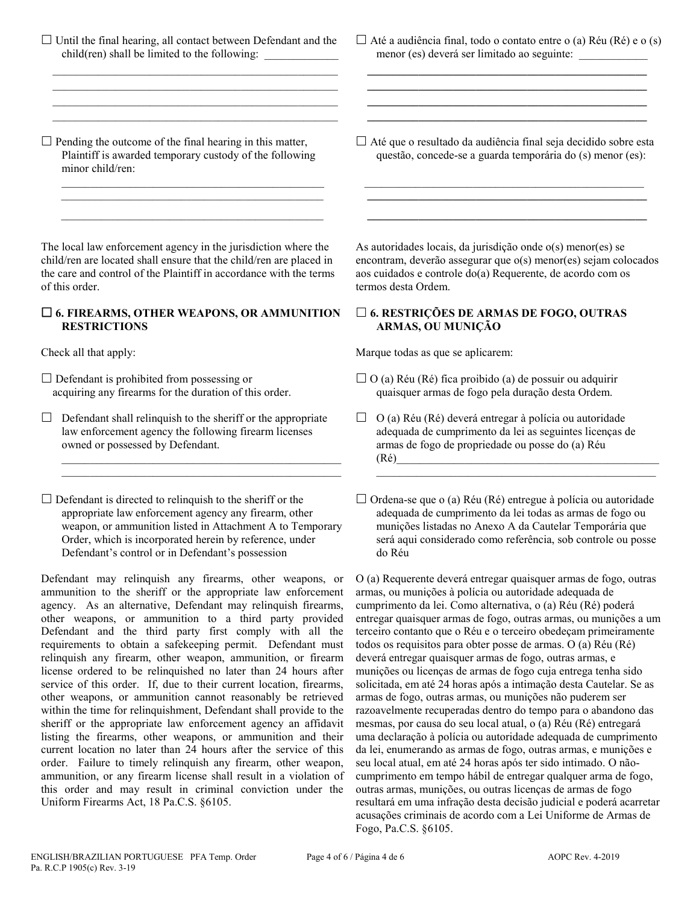☐ Until the final hearing, all contact between Defendant and the child(ren) shall be limited to the following: _____________

_____________________________________________________
_____________________________________________________
_____________________________________________________
_____________________________________________________

☐ Pending the outcome of the final hearing in this matter, Plaintiff is awarded temporary custody of the following minor child/ren:

_____________________________________________________
_____________________________________________________
_____________________________________________________

The local law enforcement agency in the jurisdiction where the child/ren are located shall ensure that the child/ren are placed in the care and control of the Plaintiff in accordance with the terms of this order.

### ☐ 6. FIREARMS, OTHER WEAPONS, OR AMMUNITION RESTRICTIONS

Check all that apply:

☐ Defendant is prohibited from possessing or acquiring any firearms for the duration of this order.

☐ Defendant shall relinquish to the sheriff or the appropriate law enforcement agency the following firearm licenses owned or possessed by Defendant.

_____________________________________________________
_____________________________________________________

☐ Defendant is directed to relinquish to the sheriff or the appropriate law enforcement agency any firearm, other weapon, or ammunition listed in Attachment A to Temporary Order, which is incorporated herein by reference, under Defendant's control or in Defendant's possession

Defendant may relinquish any firearms, other weapons, or ammunition to the sheriff or the appropriate law enforcement agency. As an alternative, Defendant may relinquish firearms, other weapons, or ammunition to a third party provided Defendant and the third party first comply with all the requirements to obtain a safekeeping permit. Defendant must relinquish any firearm, other weapon, ammunition, or firearm license ordered to be relinquished no later than 24 hours after service of this order. If, due to their current location, firearms, other weapons, or ammunition cannot reasonably be retrieved within the time for relinquishment, Defendant shall provide to the sheriff or the appropriate law enforcement agency an affidavit listing the firearms, other weapons, or ammunition and their current location no later than 24 hours after the service of this order. Failure to timely relinquish any firearm, other weapon, ammunition, or any firearm license shall result in a violation of this order and may result in criminal conviction under the Uniform Firearms Act, 18 Pa.C.S. §6105.

☐ Até a audiência final, todo o contato entre o (a) Réu (Ré) e o (s) menor (es) deverá ser limitado ao seguinte: ____________

_____________________________________________________
_____________________________________________________
_____________________________________________________
_____________________________________________________

☐ Até que o resultado da audiência final seja decidido sobre esta questão, concede-se a guarda temporária do (s) menor (es):

_____________________________________________________
_____________________________________________________
_____________________________________________________

As autoridades locais, da jurisdição onde o(s) menor(es) se encontram, deverão assegurar que o(s) menor(es) sejam colocados aos cuidados e controle do(a) Requerente, de acordo com os termos desta Ordem.

### ☐ 6. RESTRIÇÕES DE ARMAS DE FOGO, OUTRAS ARMAS, OU MUNIÇÃO

Marque todas as que se aplicarem:

☐ O (a) Réu (Ré) fica proibido (a) de possuir ou adquirir quaisquer armas de fogo pela duração desta Ordem.

☐ O (a) Réu (Ré) deverá entregar à polícia ou autoridade adequada de cumprimento da lei as seguintes licenças de armas de fogo de propriedade ou posse do (a) Réu (Ré)_____________________________________________
_____________________________________________________

☐ Ordena-se que o (a) Réu (Ré) entregue à polícia ou autoridade adequada de cumprimento da lei todas as armas de fogo ou munições listadas no Anexo A da Cautelar Temporária que será aqui considerado como referência, sob controle ou posse do Réu

O (a) Requerente deverá entregar quaisquer armas de fogo, outras armas, ou munições à polícia ou autoridade adequada de cumprimento da lei. Como alternativa, o (a) Réu (Ré) poderá entregar quaisquer armas de fogo, outras armas, ou munições a um terceiro contanto que o Réu e o terceiro obedeçam primeiramente todos os requisitos para obter posse de armas. O (a) Réu (Ré) deverá entregar quaisquer armas de fogo, outras armas, e munições ou licenças de armas de fogo cuja entrega tenha sido solicitada, em até 24 horas após a intimação desta Cautelar. Se as armas de fogo, outras armas, ou munições não puderem ser razoavelmente recuperadas dentro do tempo para o abandono das mesmas, por causa do seu local atual, o (a) Réu (Ré) entregará uma declaração à polícia ou autoridade adequada de cumprimento da lei, enumerando as armas de fogo, outras armas, e munições e seu local atual, em até 24 horas após ter sido intimado. O não-cumprimento em tempo hábil de entregar qualquer arma de fogo, outras armas, munições, ou outras licenças de armas de fogo resultará em uma infração desta decisão judicial e poderá acarretar acusações criminais de acordo com a Lei Uniforme de Armas de Fogo, Pa.C.S. §6105.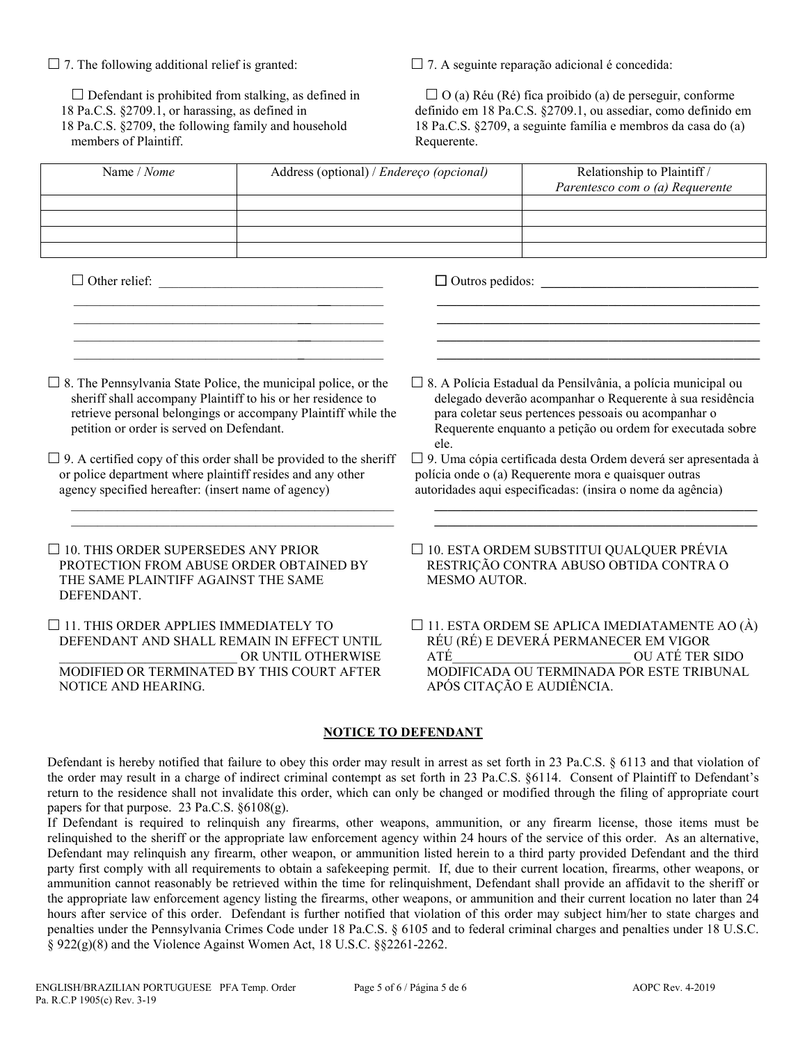☐ 7. The following additional relief is granted:

☐ 7. A seguinte reparação adicional é concedida:

☐ Defendant is prohibited from stalking, as defined in 18 Pa.C.S. §2709.1, or harassing, as defined in 18 Pa.C.S. §2709, the following family and household members of Plaintiff.

☐ O (a) Réu (Ré) fica proibido (a) de perseguir, conforme definido em 18 Pa.C.S. §2709.1, ou assediar, como definido em 18 Pa.C.S. §2709, a seguinte família e membros da casa do (a) Requerente.

| Name / *Nome* | Address (optional) / *Endereço (opcional)* | Relationship to Plaintiff / *Parentesco com o (a) Requerente* |
|---|---|---|
| | | |
| | | |
| | | |
| | | |

☐ Other relief: ____________________________________

____________________________________________________

____________________________________________________

____________________________________________________

☐ Outros pedidos: ____________________________________

____________________________________________________

____________________________________________________

____________________________________________________

____________________________________________________

☐ 8. The Pennsylvania State Police, the municipal police, or the sheriff shall accompany Plaintiff to his or her residence to retrieve personal belongings or accompany Plaintiff while the petition or order is served on Defendant.

☐ 8. A Polícia Estadual da Pensilvânia, a polícia municipal ou delegado deverão acompanhar o Requerente à sua residência para coletar seus pertences pessoais ou acompanhar o Requerente enquanto a petição ou ordem for executada sobre ele.

☐ 9. A certified copy of this order shall be provided to the sheriff or police department where plaintiff resides and any other agency specified hereafter: (insert name of agency)

____________________________________________________

____________________________________________________

☐ 9. Uma cópia certificada desta Ordem deverá ser apresentada à polícia onde o (a) Requerente mora e quaisquer outras autoridades aqui especificadas: (insira o nome da agência)

____________________________________________________

____________________________________________________

☐ 10. THIS ORDER SUPERSEDES ANY PRIOR PROTECTION FROM ABUSE ORDER OBTAINED BY THE SAME PLAINTIFF AGAINST THE SAME DEFENDANT.

☐ 10. ESTA ORDEM SUBSTITUI QUALQUER PRÉVIA RESTRIÇÃO CONTRA ABUSO OBTIDA CONTRA O MESMO AUTOR.

☐ 11. THIS ORDER APPLIES IMMEDIATELY TO DEFENDANT AND SHALL REMAIN IN EFFECT UNTIL ___________________________ OR UNTIL OTHERWISE MODIFIED OR TERMINATED BY THIS COURT AFTER NOTICE AND HEARING.

☐ 11. ESTA ORDEM SE APLICA IMEDIATAMENTE AO (À) RÉU (RÉ) E DEVERÁ PERMANECER EM VIGOR ATÉ ___________________________ OU ATÉ TER SIDO MODIFICADA OU TERMINADA POR ESTE TRIBUNAL APÓS CITAÇÃO E AUDIÊNCIA.

## NOTICE TO DEFENDANT

Defendant is hereby notified that failure to obey this order may result in arrest as set forth in 23 Pa.C.S. § 6113 and that violation of the order may result in a charge of indirect criminal contempt as set forth in 23 Pa.C.S. §6114. Consent of Plaintiff to Defendant's return to the residence shall not invalidate this order, which can only be changed or modified through the filing of appropriate court papers for that purpose. 23 Pa.C.S. §6108(g).

If Defendant is required to relinquish any firearms, other weapons, ammunition, or any firearm license, those items must be relinquished to the sheriff or the appropriate law enforcement agency within 24 hours of the service of this order. As an alternative, Defendant may relinquish any firearm, other weapon, or ammunition listed herein to a third party provided Defendant and the third party first comply with all requirements to obtain a safekeeping permit. If, due to their current location, firearms, other weapons, or ammunition cannot reasonably be retrieved within the time for relinquishment, Defendant shall provide an affidavit to the sheriff or the appropriate law enforcement agency listing the firearms, other weapons, or ammunition and their current location no later than 24 hours after service of this order. Defendant is further notified that violation of this order may subject him/her to state charges and penalties under the Pennsylvania Crimes Code under 18 Pa.C.S. § 6105 and to federal criminal charges and penalties under 18 U.S.C. § 922(g)(8) and the Violence Against Women Act, 18 U.S.C. §§2261-2262.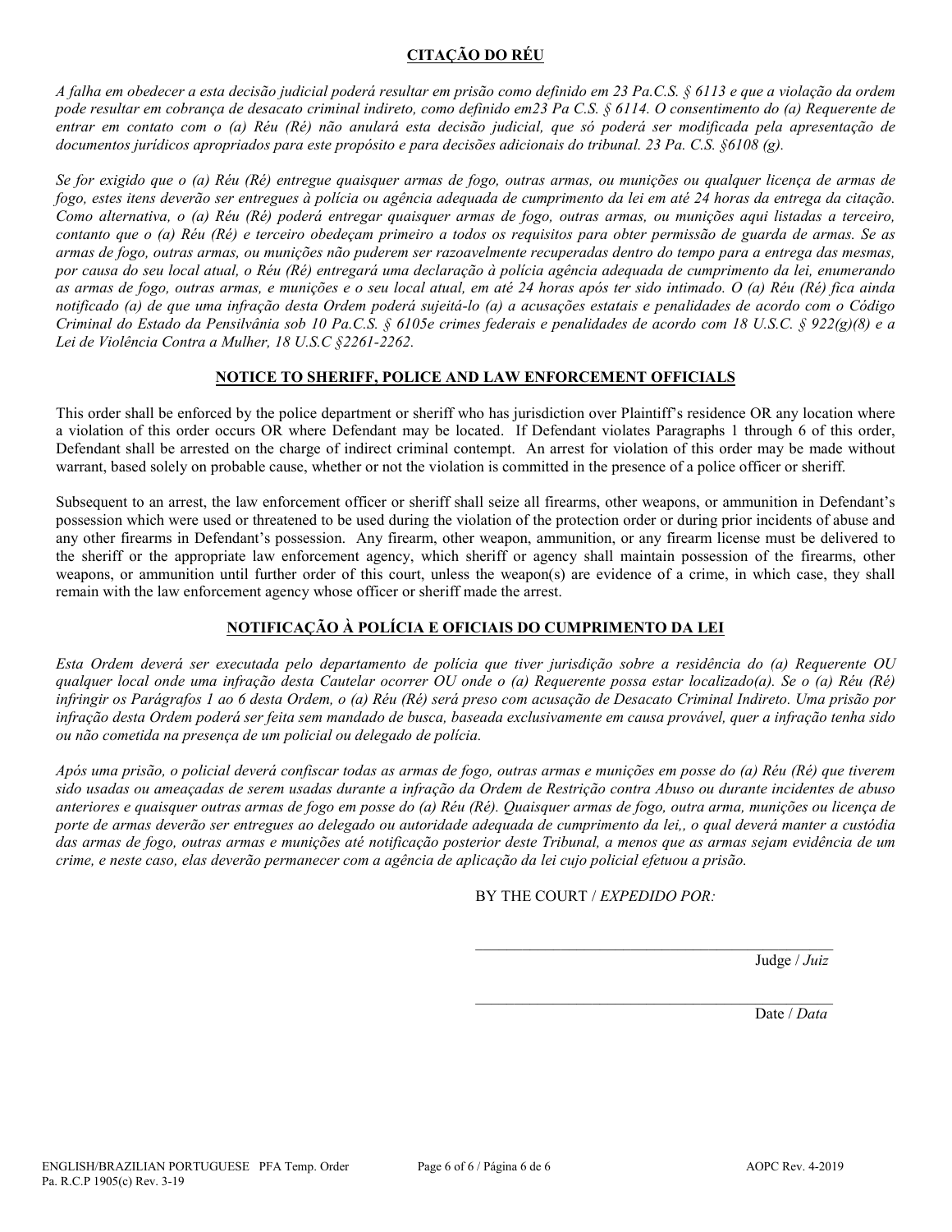## CITAÇÃO DO RÉU

*A falha em obedecer a esta decisão judicial poderá resultar em prisão como definido em 23 Pa.C.S. § 6113 e que a violação da ordem pode resultar em cobrança de desacato criminal indireto, como definido em23 Pa C.S. § 6114. O consentimento do (a) Requerente de entrar em contato com o (a) Réu (Ré) não anulará esta decisão judicial, que só poderá ser modificada pela apresentação de documentos jurídicos apropriados para este propósito e para decisões adicionais do tribunal. 23 Pa. C.S. §6108 (g).*

*Se for exigido que o (a) Réu (Ré) entregue quaisquer armas de fogo, outras armas, ou munições ou qualquer licença de armas de fogo, estes itens deverão ser entregues à polícia ou agência adequada de cumprimento da lei em até 24 horas da entrega da citação. Como alternativa, o (a) Réu (Ré) poderá entregar quaisquer armas de fogo, outras armas, ou munições aqui listadas a terceiro, contanto que o (a) Réu (Ré) e terceiro obedeçam primeiro a todos os requisitos para obter permissão de guarda de armas. Se as armas de fogo, outras armas, ou munições não puderem ser razoavelmente recuperadas dentro do tempo para a entrega das mesmas, por causa do seu local atual, o Réu (Ré) entregará uma declaração à polícia agência adequada de cumprimento da lei, enumerando as armas de fogo, outras armas, e munições e o seu local atual, em até 24 horas após ter sido intimado. O (a) Réu (Ré) fica ainda notificado (a) de que uma infração desta Ordem poderá sujeitá-lo (a) a acusações estatais e penalidades de acordo com o Código Criminal do Estado da Pensilvânia sob 10 Pa.C.S. § 6105e crimes federais e penalidades de acordo com 18 U.S.C. § 922(g)(8) e a Lei de Violência Contra a Mulher, 18 U.S.C §2261-2262.*

## NOTICE TO SHERIFF, POLICE AND LAW ENFORCEMENT OFFICIALS

This order shall be enforced by the police department or sheriff who has jurisdiction over Plaintiff's residence OR any location where a violation of this order occurs OR where Defendant may be located. If Defendant violates Paragraphs 1 through 6 of this order, Defendant shall be arrested on the charge of indirect criminal contempt. An arrest for violation of this order may be made without warrant, based solely on probable cause, whether or not the violation is committed in the presence of a police officer or sheriff.

Subsequent to an arrest, the law enforcement officer or sheriff shall seize all firearms, other weapons, or ammunition in Defendant's possession which were used or threatened to be used during the violation of the protection order or during prior incidents of abuse and any other firearms in Defendant's possession. Any firearm, other weapon, ammunition, or any firearm license must be delivered to the sheriff or the appropriate law enforcement agency, which sheriff or agency shall maintain possession of the firearms, other weapons, or ammunition until further order of this court, unless the weapon(s) are evidence of a crime, in which case, they shall remain with the law enforcement agency whose officer or sheriff made the arrest.

## NOTIFICAÇÃO À POLÍCIA E OFICIAIS DO CUMPRIMENTO DA LEI

*Esta Ordem deverá ser executada pelo departamento de polícia que tiver jurisdição sobre a residência do (a) Requerente OU qualquer local onde uma infração desta Cautelar ocorrer OU onde o (a) Requerente possa estar localizado(a). Se o (a) Réu (Ré) infringir os Parágrafos 1 ao 6 desta Ordem, o (a) Réu (Ré) será preso com acusação de Desacato Criminal Indireto. Uma prisão por infração desta Ordem poderá ser feita sem mandado de busca, baseada exclusivamente em causa provável, quer a infração tenha sido ou não cometida na presença de um policial ou delegado de polícia.*

*Após uma prisão, o policial deverá confiscar todas as armas de fogo, outras armas e munições em posse do (a) Réu (Ré) que tiverem sido usadas ou ameaçadas de serem usadas durante a infração da Ordem de Restrição contra Abuso ou durante incidentes de abuso anteriores e quaisquer outras armas de fogo em posse do (a) Réu (Ré). Quaisquer armas de fogo, outra arma, munições ou licença de porte de armas deverão ser entregues ao delegado ou autoridade adequada de cumprimento da lei,, o qual deverá manter a custódia das armas de fogo, outras armas e munições até notificação posterior deste Tribunal, a menos que as armas sejam evidência de um crime, e neste caso, elas deverão permanecer com a agência de aplicação da lei cujo policial efetuou a prisão.*

BY THE COURT / *EXPEDIDO POR:*

\_\_\_\_\_\_\_\_\_\_\_\_\_\_\_\_\_\_\_\_\_\_\_\_\_\_\_\_\_\_\_\_\_\_\_\_\_\_\_\_\_\_\_\_

Judge / *Juiz*

\_\_\_\_\_\_\_\_\_\_\_\_\_\_\_\_\_\_\_\_\_\_\_\_\_\_\_\_\_\_\_\_\_\_\_\_\_\_\_\_\_\_\_\_

Date / *Data*